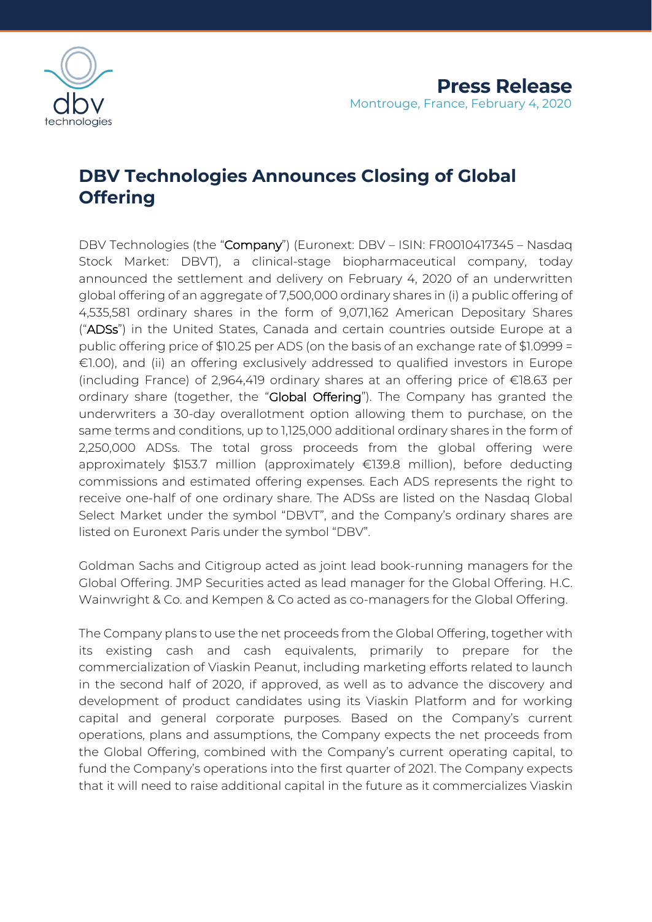**Press Release**

Montrouge, France, February 4, 2020

# DBV Technologies Announces Closing of Global Offering

DBV Technologies (the "**Company**") (Euronext: DBV – ISIN: FR0010417345 – Nasdaq Stock Market: DBVT), a clinical-stage biopharmaceutical company, today announced the settlement and delivery on February 4, 2020 of an underwritten global offering of an aggregate of 7,500,000 ordinary shares in (i) a public offering of 4,535,581 ordinary shares in the form of 9,071,162 American Depositary Shares ("**ADSs**") in the United States, Canada and certain countries outside Europe at a public offering price of $10.25 per ADS (on the basis of an exchange rate of $1.0999 = €1.00), and (ii) an offering exclusively addressed to qualified investors in Europe (including France) of 2,964,419 ordinary shares at an offering price of €18.63 per ordinary share (together, the "**Global Offering**"). The Company has granted the underwriters a 30-day overallotment option allowing them to purchase, on the same terms and conditions, up to 1,125,000 additional ordinary shares in the form of 2,250,000 ADSs. The total gross proceeds from the global offering were approximately $153.7 million (approximately €139.8 million), before deducting commissions and estimated offering expenses. Each ADS represents the right to receive one-half of one ordinary share. The ADSs are listed on the Nasdaq Global Select Market under the symbol "DBVT", and the Company's ordinary shares are listed on Euronext Paris under the symbol "DBV".

Goldman Sachs and Citigroup acted as joint lead book-running managers for the Global Offering. JMP Securities acted as lead manager for the Global Offering. H.C. Wainwright & Co. and Kempen & Co acted as co-managers for the Global Offering.

The Company plans to use the net proceeds from the Global Offering, together with its existing cash and cash equivalents, primarily to prepare for the commercialization of Viaskin Peanut, including marketing efforts related to launch in the second half of 2020, if approved, as well as to advance the discovery and development of product candidates using its Viaskin Platform and for working capital and general corporate purposes. Based on the Company's current operations, plans and assumptions, the Company expects the net proceeds from the Global Offering, combined with the Company's current operating capital, to fund the Company's operations into the first quarter of 2021. The Company expects that it will need to raise additional capital in the future as it commercializes Viaskin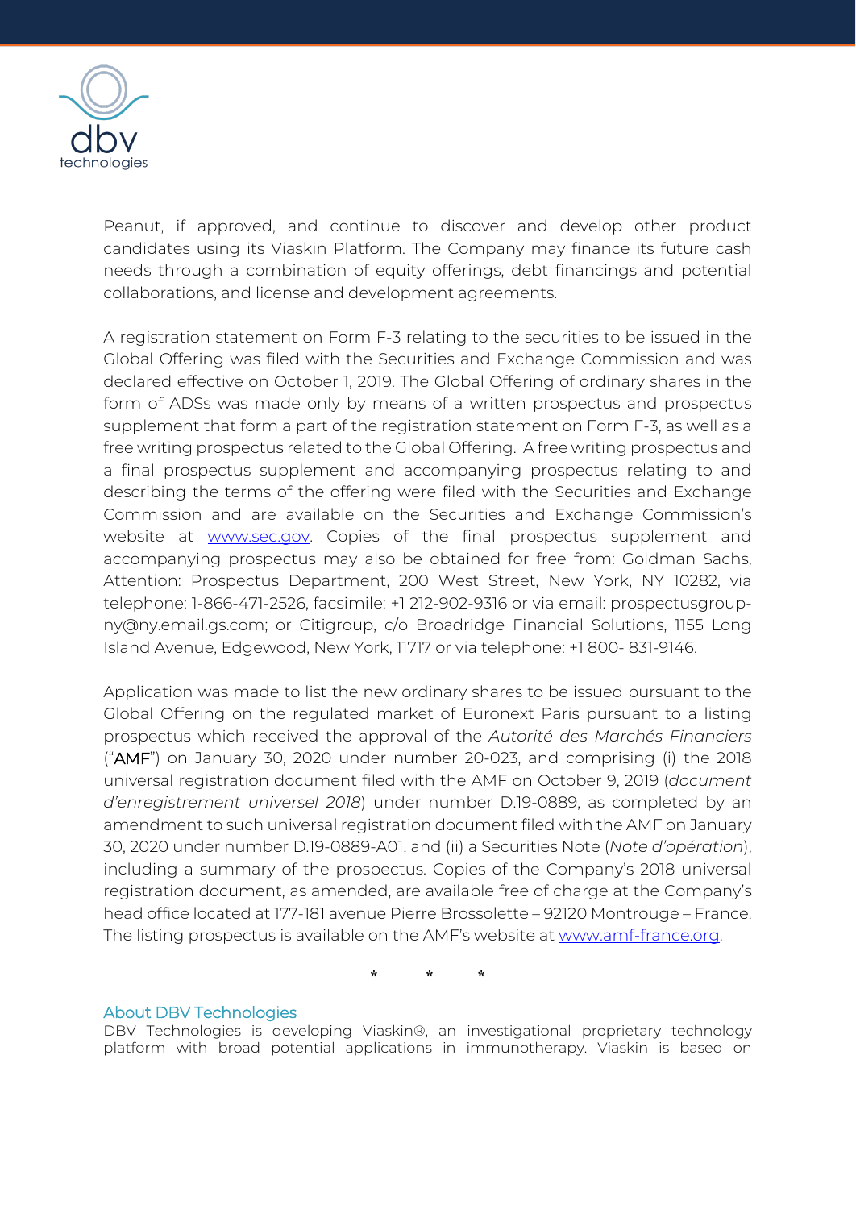Peanut, if approved, and continue to discover and develop other product candidates using its Viaskin Platform. The Company may finance its future cash needs through a combination of equity offerings, debt financings and potential collaborations, and license and development agreements.

A registration statement on Form F-3 relating to the securities to be issued in the Global Offering was filed with the Securities and Exchange Commission and was declared effective on October 1, 2019. The Global Offering of ordinary shares in the form of ADSs was made only by means of a written prospectus and prospectus supplement that form a part of the registration statement on Form F-3, as well as a free writing prospectus related to the Global Offering. A free writing prospectus and a final prospectus supplement and accompanying prospectus relating to and describing the terms of the offering were filed with the Securities and Exchange Commission and are available on the Securities and Exchange Commission's website at www.sec.gov. Copies of the final prospectus supplement and accompanying prospectus may also be obtained for free from: Goldman Sachs, Attention: Prospectus Department, 200 West Street, New York, NY 10282, via telephone: 1-866-471-2526, facsimile: +1 212-902-9316 or via email: prospectusgroup-ny@ny.email.gs.com; or Citigroup, c/o Broadridge Financial Solutions, 1155 Long Island Avenue, Edgewood, New York, 11717 or via telephone: +1 800- 831-9146.

Application was made to list the new ordinary shares to be issued pursuant to the Global Offering on the regulated market of Euronext Paris pursuant to a listing prospectus which received the approval of the *Autorité des Marchés Financiers* ("**AMF**") on January 30, 2020 under number 20-023, and comprising (i) the 2018 universal registration document filed with the AMF on October 9, 2019 (*document d'enregistrement universel 2018*) under number D.19-0889, as completed by an amendment to such universal registration document filed with the AMF on January 30, 2020 under number D.19-0889-A01, and (ii) a Securities Note (*Note d'opération*), including a summary of the prospectus. Copies of the Company's 2018 universal registration document, as amended, are available free of charge at the Company's head office located at 177-181 avenue Pierre Brossolette – 92120 Montrouge – France. The listing prospectus is available on the AMF's website at www.amf-france.org.

\* \* \*

## About DBV Technologies

DBV Technologies is developing Viaskin®, an investigational proprietary technology platform with broad potential applications in immunotherapy. Viaskin is based on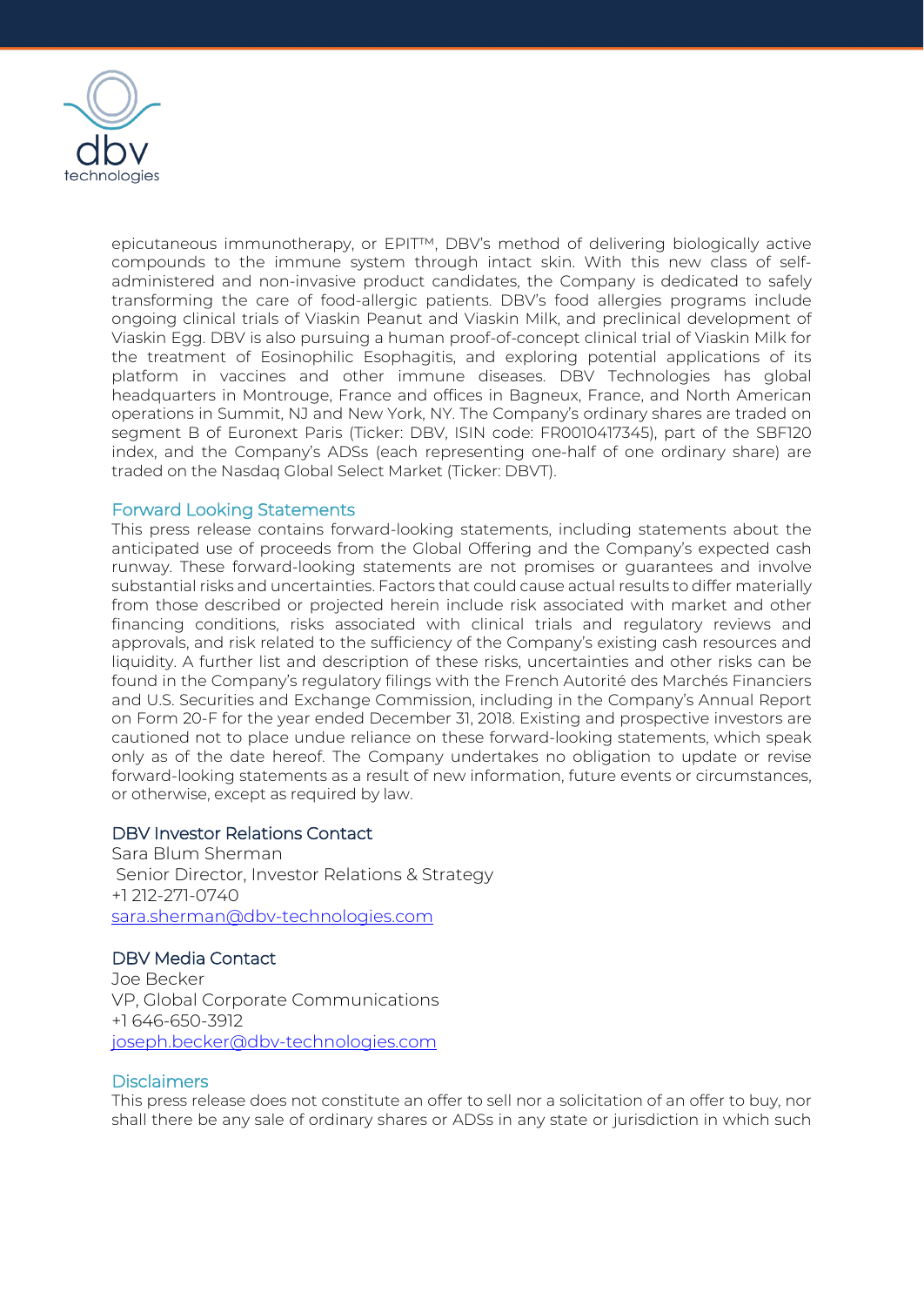epicutaneous immunotherapy, or EPIT™, DBV's method of delivering biologically active compounds to the immune system through intact skin. With this new class of self-administered and non-invasive product candidates, the Company is dedicated to safely transforming the care of food-allergic patients. DBV's food allergies programs include ongoing clinical trials of Viaskin Peanut and Viaskin Milk, and preclinical development of Viaskin Egg. DBV is also pursuing a human proof-of-concept clinical trial of Viaskin Milk for the treatment of Eosinophilic Esophagitis, and exploring potential applications of its platform in vaccines and other immune diseases. DBV Technologies has global headquarters in Montrouge, France and offices in Bagneux, France, and North American operations in Summit, NJ and New York, NY. The Company's ordinary shares are traded on segment B of Euronext Paris (Ticker: DBV, ISIN code: FR0010417345), part of the SBF120 index, and the Company's ADSs (each representing one-half of one ordinary share) are traded on the Nasdaq Global Select Market (Ticker: DBVT).

## Forward Looking Statements

This press release contains forward-looking statements, including statements about the anticipated use of proceeds from the Global Offering and the Company's expected cash runway. These forward-looking statements are not promises or guarantees and involve substantial risks and uncertainties. Factors that could cause actual results to differ materially from those described or projected herein include risk associated with market and other financing conditions, risks associated with clinical trials and regulatory reviews and approvals, and risk related to the sufficiency of the Company's existing cash resources and liquidity. A further list and description of these risks, uncertainties and other risks can be found in the Company's regulatory filings with the French Autorité des Marchés Financiers and U.S. Securities and Exchange Commission, including in the Company's Annual Report on Form 20-F for the year ended December 31, 2018. Existing and prospective investors are cautioned not to place undue reliance on these forward-looking statements, which speak only as of the date hereof. The Company undertakes no obligation to update or revise forward-looking statements as a result of new information, future events or circumstances, or otherwise, except as required by law.

### DBV Investor Relations Contact

Sara Blum Sherman
Senior Director, Investor Relations & Strategy
+1 212-271-0740
sara.sherman@dbv-technologies.com

### DBV Media Contact

Joe Becker
VP, Global Corporate Communications
+1 646-650-3912
joseph.becker@dbv-technologies.com

## Disclaimers

This press release does not constitute an offer to sell nor a solicitation of an offer to buy, nor shall there be any sale of ordinary shares or ADSs in any state or jurisdiction in which such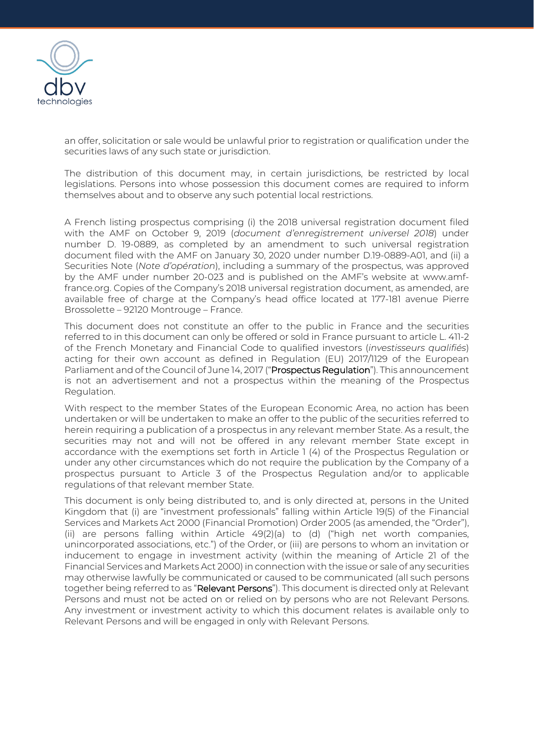an offer, solicitation or sale would be unlawful prior to registration or qualification under the securities laws of any such state or jurisdiction.

The distribution of this document may, in certain jurisdictions, be restricted by local legislations. Persons into whose possession this document comes are required to inform themselves about and to observe any such potential local restrictions.

A French listing prospectus comprising (i) the 2018 universal registration document filed with the AMF on October 9, 2019 (*document d'enregistrement universel 2018*) under number D. 19-0889, as completed by an amendment to such universal registration document filed with the AMF on January 30, 2020 under number D.19-0889-A01, and (ii) a Securities Note (*Note d'opération*), including a summary of the prospectus, was approved by the AMF under number 20-023 and is published on the AMF's website at www.amf-france.org. Copies of the Company's 2018 universal registration document, as amended, are available free of charge at the Company's head office located at 177-181 avenue Pierre Brossolette – 92120 Montrouge – France.

This document does not constitute an offer to the public in France and the securities referred to in this document can only be offered or sold in France pursuant to article L. 411-2 of the French Monetary and Financial Code to qualified investors (*investisseurs qualifiés*) acting for their own account as defined in Regulation (EU) 2017/1129 of the European Parliament and of the Council of June 14, 2017 ("**Prospectus Regulation**"). This announcement is not an advertisement and not a prospectus within the meaning of the Prospectus Regulation.

With respect to the member States of the European Economic Area, no action has been undertaken or will be undertaken to make an offer to the public of the securities referred to herein requiring a publication of a prospectus in any relevant member State. As a result, the securities may not and will not be offered in any relevant member State except in accordance with the exemptions set forth in Article 1 (4) of the Prospectus Regulation or under any other circumstances which do not require the publication by the Company of a prospectus pursuant to Article 3 of the Prospectus Regulation and/or to applicable regulations of that relevant member State.

This document is only being distributed to, and is only directed at, persons in the United Kingdom that (i) are "investment professionals" falling within Article 19(5) of the Financial Services and Markets Act 2000 (Financial Promotion) Order 2005 (as amended, the "Order"), (ii) are persons falling within Article 49(2)(a) to (d) ("high net worth companies, unincorporated associations, etc.") of the Order, or (iii) are persons to whom an invitation or inducement to engage in investment activity (within the meaning of Article 21 of the Financial Services and Markets Act 2000) in connection with the issue or sale of any securities may otherwise lawfully be communicated or caused to be communicated (all such persons together being referred to as "**Relevant Persons**"). This document is directed only at Relevant Persons and must not be acted on or relied on by persons who are not Relevant Persons. Any investment or investment activity to which this document relates is available only to Relevant Persons and will be engaged in only with Relevant Persons.